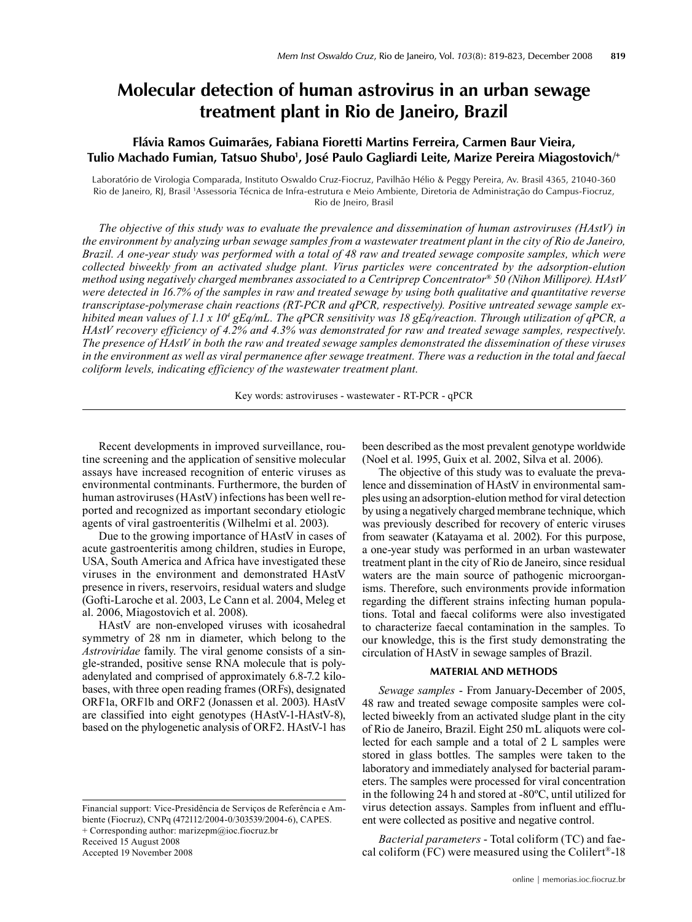# Molecular detection of human astrovirus in an urban sewage treatment plant in Rio de Janeiro, Brazil

**Flávia Ramos Guimarães, Fabiana Fioretti Martins Ferreira, Carmen Baur Vieira, Tulio Machado Fumian, Tatsuo Shubo[1], José Paulo Gagliardi Leite, Marize Pereira Miagostovich/[+]**

Laboratório de Virologia Comparada, Instituto Oswaldo Cruz-Fiocruz, Pavilhão Hélio & Peggy Pereira, Av. Brasil 4365, 21040-360 Rio de Janeiro, RJ, Brasil [1]Assessoria Técnica de Infra-estrutura e Meio Ambiente, Diretoria de Administração do Campus-Fiocruz, Rio de Jneiro, Brasil

*The objective of this study was to evaluate the prevalence and dissemination of human astroviruses (HAstV) in the environment by analyzing urban sewage samples from a wastewater treatment plant in the city of Rio de Janeiro, Brazil. A one-year study was performed with a total of 48 raw and treated sewage composite samples, which were collected biweekly from an activated sludge plant. Virus particles were concentrated by the adsorption-elution method using negatively charged membranes associated to a Centriprep Concentrator® 50 (Nihon Millipore). HAstV were detected in 16.7% of the samples in raw and treated sewage by using both qualitative and quantitative reverse transcriptase-polymerase chain reactions (RT-PCR and qPCR, respectively). Positive untreated sewage sample exhibited mean values of $1.1 \times 10^4$ gEq/mL. The qPCR sensitivity was 18 gEq/reaction. Through utilization of qPCR, a HAstV recovery efficiency of 4.2% and 4.3% was demonstrated for raw and treated sewage samples, respectively. The presence of HAstV in both the raw and treated sewage samples demonstrated the dissemination of these viruses in the environment as well as viral permanence after sewage treatment. There was a reduction in the total and faecal coliform levels, indicating efficiency of the wastewater treatment plant.*

Key words: astroviruses - wastewater - RT-PCR - qPCR

Recent developments in improved surveillance, routine screening and the application of sensitive molecular assays have increased recognition of enteric viruses as environmental contminants. Furthermore, the burden of human astroviruses (HAstV) infections has been well reported and recognized as important secondary etiologic agents of viral gastroenteritis (Wilhelmi et al. 2003).

Due to the growing importance of HAstV in cases of acute gastroenteritis among children, studies in Europe, USA, South America and Africa have investigated these viruses in the environment and demonstrated HAstV presence in rivers, reservoirs, residual waters and sludge (Gofti-Laroche et al. 2003, Le Cann et al. 2004, Meleg et al. 2006, Miagostovich et al. 2008).

HAstV are non-enveloped viruses with icosahedral symmetry of 28 nm in diameter, which belong to the *Astroviridae* family. The viral genome consists of a single-stranded, positive sense RNA molecule that is polyadenylated and comprised of approximately 6.8-7.2 kilobases, with three open reading frames (ORFs), designated ORF1a, ORF1b and ORF2 (Jonassen et al. 2003). HAstV are classified into eight genotypes (HAstV-1-HAstV-8), based on the phylogenetic analysis of ORF2. HAstV-1 has been described as the most prevalent genotype worldwide (Noel et al. 1995, Guix et al. 2002, Silva et al. 2006).

The objective of this study was to evaluate the prevalence and dissemination of HAstV in environmental samples using an adsorption-elution method for viral detection by using a negatively charged membrane technique, which was previously described for recovery of enteric viruses from seawater (Katayama et al. 2002). For this purpose, a one-year study was performed in an urban wastewater treatment plant in the city of Rio de Janeiro, since residual waters are the main source of pathogenic microorganisms. Therefore, such environments provide information regarding the different strains infecting human populations. Total and faecal coliforms were also investigated to characterize faecal contamination in the samples. To our knowledge, this is the first study demonstrating the circulation of HAstV in sewage samples of Brazil.

## MATERIAL AND METHODS

*Sewage samples* - From January-December of 2005, 48 raw and treated sewage composite samples were collected biweekly from an activated sludge plant in the city of Rio de Janeiro, Brazil. Eight 250 mL aliquots were collected for each sample and a total of 2 L samples were stored in glass bottles. The samples were taken to the laboratory and immediately analysed for bacterial parameters. The samples were processed for viral concentration in the following 24 h and stored at -80ºC, until utilized for virus detection assays. Samples from influent and effluent were collected as positive and negative control.

*Bacterial parameters* - Total coliform (TC) and faecal coliform (FC) were measured using the Colilert®-18

Financial support: Vice-Presidência de Serviços de Referência e Ambiente (Fiocruz), CNPq (472112/2004-0/303539/2004-6), CAPES.
+ Corresponding author: marizepm@ioc.fiocruz.br
Received 15 August 2008
Accepted 19 November 2008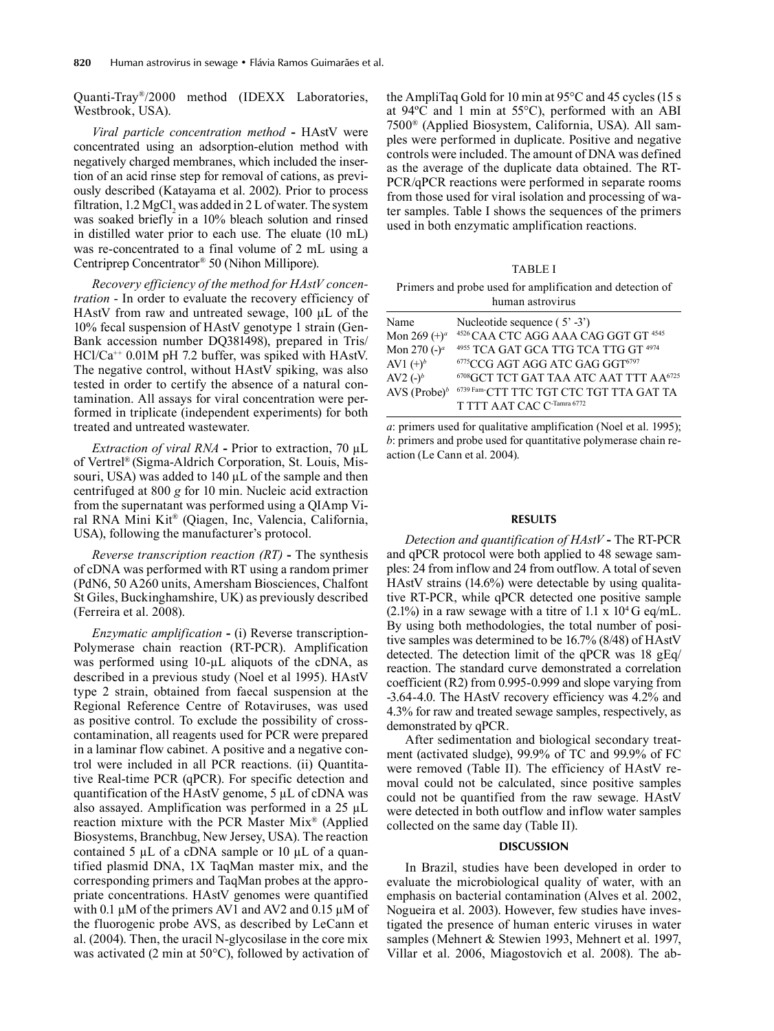Quanti-Tray®/2000 method (IDEXX Laboratories, Westbrook, USA).

*Viral particle concentration method* - HAstV were concentrated using an adsorption-elution method with negatively charged membranes, which included the insertion of an acid rinse step for removal of cations, as previously described (Katayama et al. 2002). Prior to process filtration, 1.2 $MgCl_2$ was added in 2 L of water. The system was soaked briefly in a 10% bleach solution and rinsed in distilled water prior to each use. The eluate (10 mL) was re-concentrated to a final volume of 2 mL using a Centriprep Concentrator® 50 (Nihon Millipore).

*Recovery efficiency of the method for HAstV concentration* - In order to evaluate the recovery efficiency of HAstV from raw and untreated sewage, 100 µL of the 10% fecal suspension of HAstV genotype 1 strain (GenBank accession number DQ381498), prepared in Tris/HCl/$Ca^{++}$ 0.01M pH 7.2 buffer, was spiked with HAstV. The negative control, without HAstV spiking, was also tested in order to certify the absence of a natural contamination. All assays for viral concentration were performed in triplicate (independent experiments) for both treated and untreated wastewater.

*Extraction of viral RNA* - Prior to extraction, 70 µL of Vertrel® (Sigma-Aldrich Corporation, St. Louis, Missouri, USA) was added to 140 µL of the sample and then centrifuged at 800 *g* for 10 min. Nucleic acid extraction from the supernatant was performed using a QIAmp Viral RNA Mini Kit® (Qiagen, Inc, Valencia, California, USA), following the manufacturer's protocol.

*Reverse transcription reaction (RT)* - The synthesis of cDNA was performed with RT using a random primer (PdN6, 50 A260 units, Amersham Biosciences, Chalfont St Giles, Buckinghamshire, UK) as previously described (Ferreira et al. 2008).

*Enzymatic amplification* - (i) Reverse transcription-Polymerase chain reaction (RT-PCR). Amplification was performed using 10-µL aliquots of the cDNA, as described in a previous study (Noel et al 1995). HAstV type 2 strain, obtained from faecal suspension at the Regional Reference Centre of Rotaviruses, was used as positive control. To exclude the possibility of cross-contamination, all reagents used for PCR were prepared in a laminar flow cabinet. A positive and a negative control were included in all PCR reactions. (ii) Quantitative Real-time PCR (qPCR). For specific detection and quantification of the HAstV genome, 5 µL of cDNA was also assayed. Amplification was performed in a 25 µL reaction mixture with the PCR Master Mix® (Applied Biosystems, Branchbug, New Jersey, USA). The reaction contained 5 µL of a cDNA sample or 10 µL of a quantified plasmid DNA, 1X TaqMan master mix, and the corresponding primers and TaqMan probes at the appropriate concentrations. HAstV genomes were quantified with 0.1 µM of the primers AV1 and AV2 and 0.15 µM of the fluorogenic probe AVS, as described by LeCann et al. (2004). Then, the uracil N-glycosilase in the core mix was activated (2 min at 50°C), followed by activation of the AmpliTaq Gold for 10 min at 95°C and 45 cycles (15 s at 94ºC and 1 min at 55°C), performed with an ABI 7500® (Applied Biosystem, California, USA). All samples were performed in duplicate. Positive and negative controls were included. The amount of DNA was defined as the average of the duplicate data obtained. The RT-PCR/qPCR reactions were performed in separate rooms from those used for viral isolation and processing of water samples. Table I shows the sequences of the primers used in both enzymatic amplification reactions.

TABLE I

Primers and probe used for amplification and detection of human astrovirus

| Name | Nucleotide sequence ( 5' -3') |
|---|---|
| Mon 269 (+)[a] | [4526] CAA CTC AGG AAA CAG GGT GT [4545] |
| Mon 270 (-)[a] | [4955] TCA GAT GCA TTG TCA TTG GT [4974] |
| AV1 (+)[b] | [6775] CCG AGT AGG ATC GAG GGT [6797] |
| AV2 (-)[b] | [6708] GCT TCT GAT TAA ATC AAT TTT AA [6725] |
| AVS (Probe)[b] | [6739 Fam-] CTT TTC TGT CTC TGT TTA GAT TA T TTT AAT CAC C [-Tamra 6772] |

*a*: primers used for qualitative amplification (Noel et al. 1995); *b*: primers and probe used for quantitative polymerase chain reaction (Le Cann et al. 2004).

## RESULTS

*Detection and quantification of HAstV* - The RT-PCR and qPCR protocol were both applied to 48 sewage samples: 24 from inflow and 24 from outflow. A total of seven HAstV strains (14.6%) were detectable by using qualitative RT-PCR, while qPCR detected one positive sample (2.1%) in a raw sewage with a titre of $1.1 \times 10^4$ G eq/mL. By using both methodologies, the total number of positive samples was determined to be 16.7% (8/48) of HAstV detected. The detection limit of the qPCR was 18 gEq/reaction. The standard curve demonstrated a correlation coefficient (R2) from 0.995-0.999 and slope varying from -3.64-4.0. The HAstV recovery efficiency was 4.2% and 4.3% for raw and treated sewage samples, respectively, as demonstrated by qPCR.

After sedimentation and biological secondary treatment (activated sludge), 99.9% of TC and 99.9% of FC were removed (Table II). The efficiency of HAstV removal could not be calculated, since positive samples could not be quantified from the raw sewage. HAstV were detected in both outflow and inflow water samples collected on the same day (Table II).

## DISCUSSION

In Brazil, studies have been developed in order to evaluate the microbiological quality of water, with an emphasis on bacterial contamination (Alves et al. 2002, Nogueira et al. 2003). However, few studies have investigated the presence of human enteric viruses in water samples (Mehnert & Stewien 1993, Mehnert et al. 1997, Villar et al. 2006, Miagostovich et al. 2008). The ab-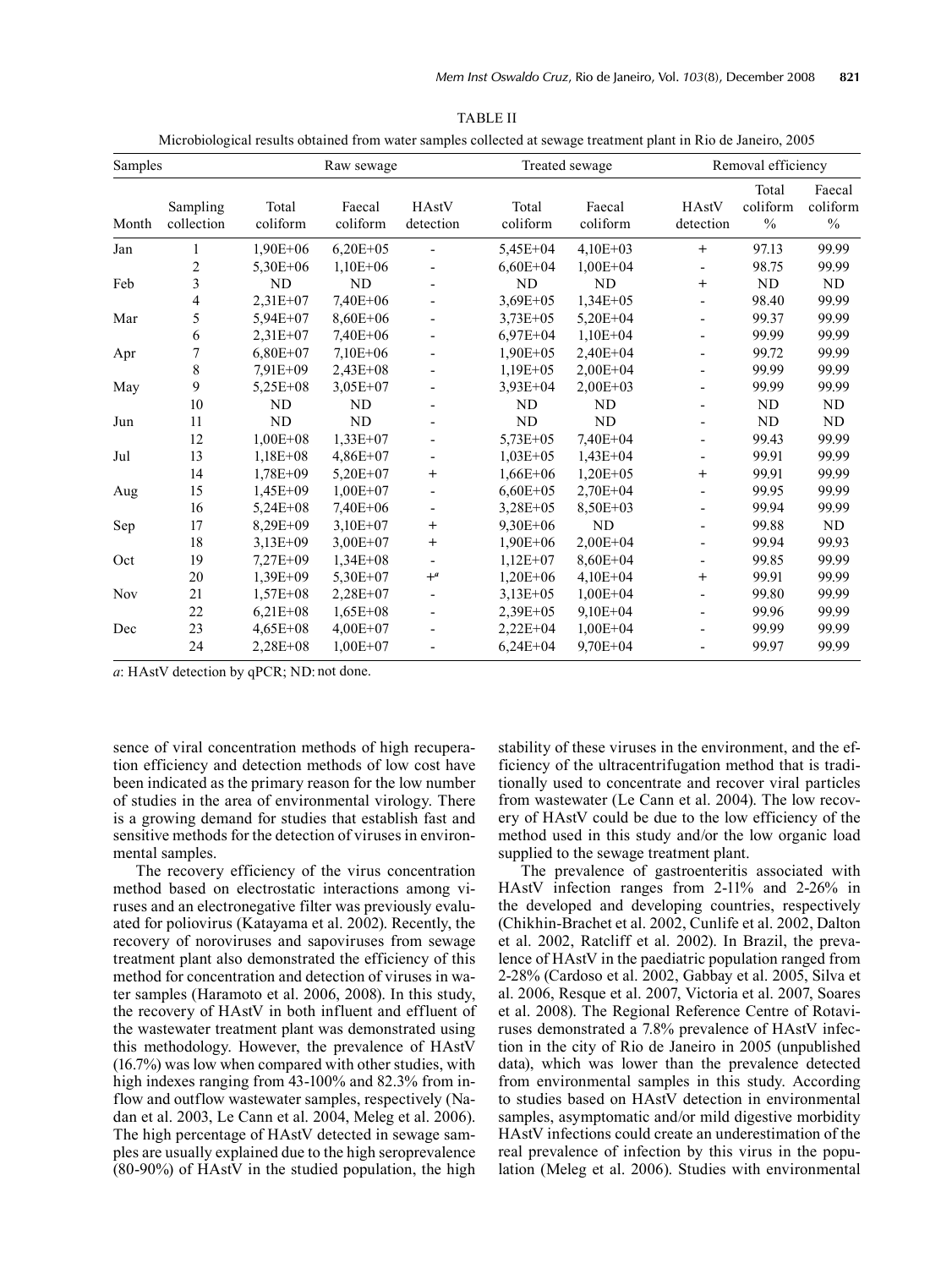TABLE II

Microbiological results obtained from water samples collected at sewage treatment plant in Rio de Janeiro, 2005

| Samples | | Raw sewage | | | Treated sewage | | | Removal efficiency | |
|---|---|---|---|---|---|---|---|---|---|
| Month | Sampling collection | Total coliform | Faecal coliform | HAstV detection | Total coliform | Faecal coliform | HAstV detection | Total coliform % | Faecal coliform % |
| Jan | 1 | 1,90E+06 | 6,20E+05 | - | 5,45E+04 | 4,10E+03 | + | 97.13 | 99.99 |
| | 2 | 5,30E+06 | 1,10E+06 | - | 6,60E+04 | 1,00E+04 | - | 98.75 | 99.99 |
| Feb | 3 | ND | ND | - | ND | ND | + | ND | ND |
| | 4 | 2,31E+07 | 7,40E+06 | - | 3,69E+05 | 1,34E+05 | - | 98.40 | 99.99 |
| Mar | 5 | 5,94E+07 | 8,60E+06 | - | 3,73E+05 | 5,20E+04 | - | 99.37 | 99.99 |
| | 6 | 2,31E+07 | 7,40E+06 | - | 6,97E+04 | 1,10E+04 | - | 99.99 | 99.99 |
| Apr | 7 | 6,80E+07 | 7,10E+06 | - | 1,90E+05 | 2,40E+04 | - | 99.72 | 99.99 |
| | 8 | 7,91E+09 | 2,43E+08 | - | 1,19E+05 | 2,00E+04 | - | 99.99 | 99.99 |
| May | 9 | 5,25E+08 | 3,05E+07 | - | 3,93E+04 | 2,00E+03 | - | 99.99 | 99.99 |
| | 10 | ND | ND | - | ND | ND | - | ND | ND |
| Jun | 11 | ND | ND | - | ND | ND | - | ND | ND |
| | 12 | 1,00E+08 | 1,33E+07 | - | 5,73E+05 | 7,40E+04 | - | 99.43 | 99.99 |
| Jul | 13 | 1,18E+08 | 4,86E+07 | - | 1,03E+05 | 1,43E+04 | - | 99.91 | 99.99 |
| | 14 | 1,78E+09 | 5,20E+07 | + | 1,66E+06 | 1,20E+05 | + | 99.91 | 99.99 |
| Aug | 15 | 1,45E+09 | 1,00E+07 | - | 6,60E+05 | 2,70E+04 | - | 99.95 | 99.99 |
| | 16 | 5,24E+08 | 7,40E+06 | - | 3,28E+05 | 8,50E+03 | - | 99.94 | 99.99 |
| Sep | 17 | 8,29E+09 | 3,10E+07 | + | 9,30E+06 | ND | - | 99.88 | ND |
| | 18 | 3,13E+09 | 3,00E+07 | + | 1,90E+06 | 2,00E+04 | - | 99.94 | 99.93 |
| Oct | 19 | 7,27E+09 | 1,34E+08 | - | 1,12E+07 | 8,60E+04 | - | 99.85 | 99.99 |
| | 20 | 1,39E+09 | 5,30E+07 | +[a] | 1,20E+06 | 4,10E+04 | + | 99.91 | 99.99 |
| Nov | 21 | 1,57E+08 | 2,28E+07 | - | 3,13E+05 | 1,00E+04 | - | 99.80 | 99.99 |
| | 22 | 6,21E+08 | 1,65E+08 | - | 2,39E+05 | 9,10E+04 | - | 99.96 | 99.99 |
| Dec | 23 | 4,65E+08 | 4,00E+07 | - | 2,22E+04 | 1,00E+04 | - | 99.99 | 99.99 |
| | 24 | 2,28E+08 | 1,00E+07 | - | 6,24E+04 | 9,70E+04 | - | 99.97 | 99.99 |

*a*: HAstV detection by qPCR; ND: not done.

sence of viral concentration methods of high recuperation efficiency and detection methods of low cost have been indicated as the primary reason for the low number of studies in the area of environmental virology. There is a growing demand for studies that establish fast and sensitive methods for the detection of viruses in environmental samples.

The recovery efficiency of the virus concentration method based on electrostatic interactions among viruses and an electronegative filter was previously evaluated for poliovirus (Katayama et al. 2002). Recently, the recovery of noroviruses and sapoviruses from sewage treatment plant also demonstrated the efficiency of this method for concentration and detection of viruses in water samples (Haramoto et al. 2006, 2008). In this study, the recovery of HAstV in both influent and effluent of the wastewater treatment plant was demonstrated using this methodology. However, the prevalence of HAstV (16.7%) was low when compared with other studies, with high indexes ranging from 43-100% and 82.3% from inflow and outflow wastewater samples, respectively (Nadan et al. 2003, Le Cann et al. 2004, Meleg et al. 2006). The high percentage of HAstV detected in sewage samples are usually explained due to the high seroprevalence (80-90%) of HAstV in the studied population, the high stability of these viruses in the environment, and the efficiency of the ultracentrifugation method that is traditionally used to concentrate and recover viral particles from wastewater (Le Cann et al. 2004). The low recovery of HAstV could be due to the low efficiency of the method used in this study and/or the low organic load supplied to the sewage treatment plant.

The prevalence of gastroenteritis associated with HAstV infection ranges from 2-11% and 2-26% in the developed and developing countries, respectively (Chikhin-Brachet et al. 2002, Cunlife et al. 2002, Dalton et al. 2002, Ratcliff et al. 2002). In Brazil, the prevalence of HAstV in the paediatric population ranged from 2-28% (Cardoso et al. 2002, Gabbay et al. 2005, Silva et al. 2006, Resque et al. 2007, Victoria et al. 2007, Soares et al. 2008). The Regional Reference Centre of Rotaviruses demonstrated a 7.8% prevalence of HAstV infection in the city of Rio de Janeiro in 2005 (unpublished data), which was lower than the prevalence detected from environmental samples in this study. According to studies based on HAstV detection in environmental samples, asymptomatic and/or mild digestive morbidity HAstV infections could create an underestimation of the real prevalence of infection by this virus in the population (Meleg et al. 2006). Studies with environmental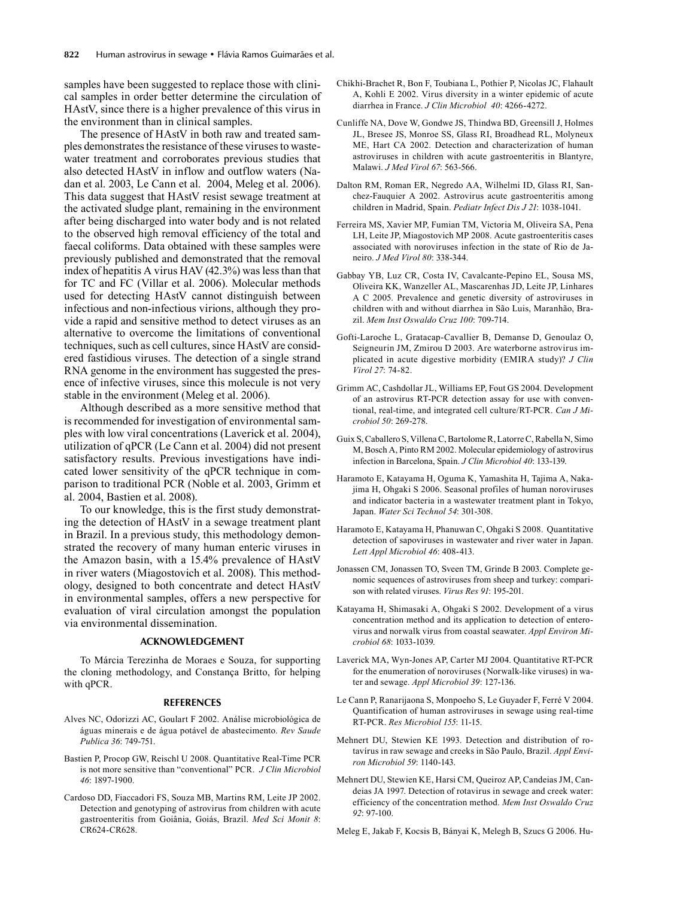samples have been suggested to replace those with clinical samples in order better determine the circulation of HAstV, since there is a higher prevalence of this virus in the environment than in clinical samples.

The presence of HAstV in both raw and treated samples demonstrates the resistance of these viruses to wastewater treatment and corroborates previous studies that also detected HAstV in inflow and outflow waters (Nadan et al. 2003, Le Cann et al. 2004, Meleg et al. 2006). This data suggest that HAstV resist sewage treatment at the activated sludge plant, remaining in the environment after being discharged into water body and is not related to the observed high removal efficiency of the total and faecal coliforms. Data obtained with these samples were previously published and demonstrated that the removal index of hepatitis A virus HAV (42.3%) was less than that for TC and FC (Villar et al. 2006). Molecular methods used for detecting HAstV cannot distinguish between infectious and non-infectious virions, although they provide a rapid and sensitive method to detect viruses as an alternative to overcome the limitations of conventional techniques, such as cell cultures, since HAstV are considered fastidious viruses. The detection of a single strand RNA genome in the environment has suggested the presence of infective viruses, since this molecule is not very stable in the environment (Meleg et al. 2006).

Although described as a more sensitive method that is recommended for investigation of environmental samples with low viral concentrations (Laverick et al. 2004), utilization of qPCR (Le Cann et al. 2004) did not present satisfactory results. Previous investigations have indicated lower sensitivity of the qPCR technique in comparison to traditional PCR (Noble et al. 2003, Grimm et al. 2004, Bastien et al. 2008).

To our knowledge, this is the first study demonstrating the detection of HAstV in a sewage treatment plant in Brazil. In a previous study, this methodology demonstrated the recovery of many human enteric viruses in the Amazon basin, with a 15.4% prevalence of HAstV in river waters (Miagostovich et al. 2008). This methodology, designed to both concentrate and detect HAstV in environmental samples, offers a new perspective for evaluation of viral circulation amongst the population via environmental dissemination.

## ACKNOWLEDGEMENT

To Márcia Terezinha de Moraes e Souza, for supporting the cloning methodology, and Constança Britto, for helping with qPCR.

## REFERENCES

Alves NC, Odorizzi AC, Goulart F 2002. Análise microbiológica de águas minerais e de água potável de abastecimento. *Rev Saude Publica 36*: 749-751.

Bastien P, Procop GW, Reischl U 2008. Quantitative Real-Time PCR is not more sensitive than "conventional" PCR. *J Clin Microbiol 46*: 1897-1900.

Cardoso DD, Fiaccadori FS, Souza MB, Martins RM, Leite JP 2002. Detection and genotyping of astrovirus from children with acute gastroenteritis from Goiânia, Goiás, Brazil. *Med Sci Monit 8*: CR624-CR628.

Chikhi-Brachet R, Bon F, Toubiana L, Pothier P, Nicolas JC, Flahault A, Kohli E 2002. Virus diversity in a winter epidemic of acute diarrhea in France. *J Clin Microbiol 40*: 4266-4272.

Cunliffe NA, Dove W, Gondwe JS, Thindwa BD, Greensill J, Holmes JL, Bresee JS, Monroe SS, Glass RI, Broadhead RL, Molyneux ME, Hart CA 2002. Detection and characterization of human astroviruses in children with acute gastroenteritis in Blantyre, Malawi. *J Med Virol 67*: 563-566.

Dalton RM, Roman ER, Negredo AA, Wilhelmi ID, Glass RI, Sanchez-Fauquier A 2002. Astrovirus acute gastroenteritis among children in Madrid, Spain. *Pediatr Infect Dis J 21*: 1038-1041.

Ferreira MS, Xavier MP, Fumian TM, Victoria M, Oliveira SA, Pena LH, Leite JP, Miagostovich MP 2008. Acute gastroenteritis cases associated with noroviruses infection in the state of Rio de Janeiro. *J Med Virol 80*: 338-344.

Gabbay YB, Luz CR, Costa IV, Cavalcante-Pepino EL, Sousa MS, Oliveira KK, Wanzeller AL, Mascarenhas JD, Leite JP, Linhares A C 2005. Prevalence and genetic diversity of astroviruses in children with and without diarrhea in São Luis, Maranhão, Brazil. *Mem Inst Oswaldo Cruz 100*: 709-714.

Gofti-Laroche L, Gratacap-Cavallier B, Demanse D, Genoulaz O, Seigneurin JM, Zmirou D 2003. Are waterborne astrovirus implicated in acute digestive morbidity (EMIRA study)? *J Clin Virol 27*: 74-82.

Grimm AC, Cashdollar JL, Williams EP, Fout GS 2004. Development of an astrovirus RT-PCR detection assay for use with conventional, real-time, and integrated cell culture/RT-PCR. *Can J Microbiol 50*: 269-278.

Guix S, Caballero S, Villena C, Bartolome R, Latorre C, Rabella N, Simo M, Bosch A, Pinto RM 2002. Molecular epidemiology of astrovirus infection in Barcelona, Spain. *J Clin Microbiol 40*: 133-139.

Haramoto E, Katayama H, Oguma K, Yamashita H, Tajima A, Nakajima H, Ohgaki S 2006. Seasonal profiles of human noroviruses and indicator bacteria in a wastewater treatment plant in Tokyo, Japan. *Water Sci Technol 54*: 301-308.

Haramoto E, Katayama H, Phanuwan C, Ohgaki S 2008. Quantitative detection of sapoviruses in wastewater and river water in Japan. *Lett Appl Microbiol 46*: 408-413.

Jonassen CM, Jonassen TO, Sveen TM, Grinde B 2003. Complete genomic sequences of astroviruses from sheep and turkey: comparison with related viruses. *Virus Res 91*: 195-201.

Katayama H, Shimasaki A, Ohgaki S 2002. Development of a virus concentration method and its application to detection of enterovirus and norwalk virus from coastal seawater. *Appl Environ Microbiol 68*: 1033-1039.

Laverick MA, Wyn-Jones AP, Carter MJ 2004. Quantitative RT-PCR for the enumeration of noroviruses (Norwalk-like viruses) in water and sewage. *Appl Microbiol 39*: 127-136.

Le Cann P, Ranarijaona S, Monpoeho S, Le Guyader F, Ferré V 2004. Quantification of human astroviruses in sewage using real-time RT-PCR. *Res Microbiol 155*: 11-15.

Mehnert DU, Stewien KE 1993. Detection and distribution of rotavírus in raw sewage and creeks in São Paulo, Brazil. *Appl Environ Microbiol 59*: 1140-143.

Mehnert DU, Stewien KE, Harsi CM, Queiroz AP, Candeias JM, Candeias JA 1997. Detection of rotavirus in sewage and creek water: efficiency of the concentration method. *Mem Inst Oswaldo Cruz 92*: 97-100.

Meleg E, Jakab F, Kocsis B, Bányai K, Melegh B, Szucs G 2006. Hu-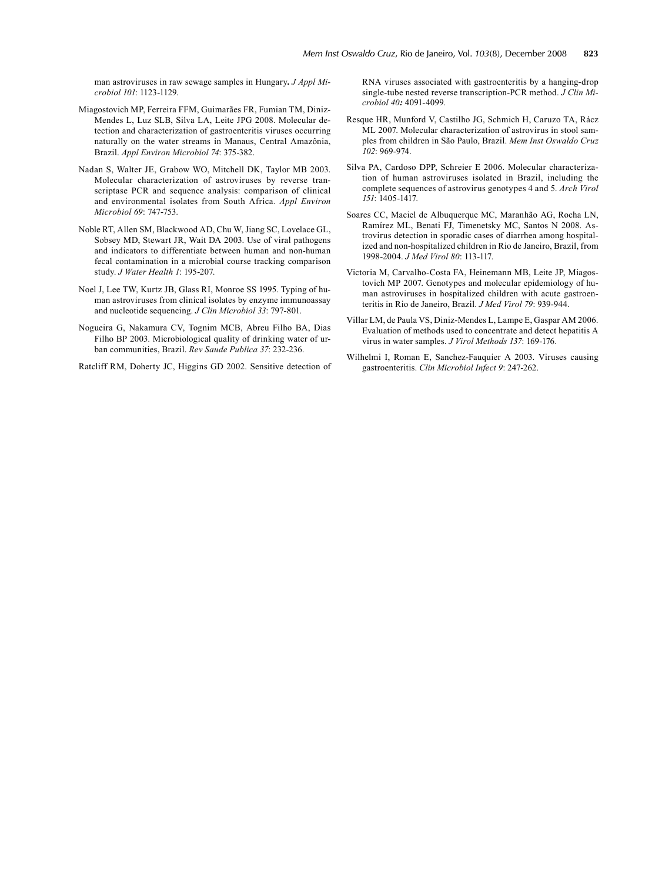man astroviruses in raw sewage samples in Hungary. *J Appl Microbiol 101*: 1123-1129.

Miagostovich MP, Ferreira FFM, Guimarães FR, Fumian TM, Diniz-Mendes L, Luz SLB, Silva LA, Leite JPG 2008. Molecular detection and characterization of gastroenteritis viruses occurring naturally on the water streams in Manaus, Central Amazônia, Brazil. *Appl Environ Microbiol 74*: 375-382.

Nadan S, Walter JE, Grabow WO, Mitchell DK, Taylor MB 2003. Molecular characterization of astroviruses by reverse transcriptase PCR and sequence analysis: comparison of clinical and environmental isolates from South Africa. *Appl Environ Microbiol 69*: 747-753.

Noble RT, Allen SM, Blackwood AD, Chu W, Jiang SC, Lovelace GL, Sobsey MD, Stewart JR, Wait DA 2003. Use of viral pathogens and indicators to differentiate between human and non-human fecal contamination in a microbial course tracking comparison study. *J Water Health 1*: 195-207.

Noel J, Lee TW, Kurtz JB, Glass RI, Monroe SS 1995. Typing of human astroviruses from clinical isolates by enzyme immunoassay and nucleotide sequencing. *J Clin Microbiol 33*: 797-801.

Nogueira G, Nakamura CV, Tognim MCB, Abreu Filho BA, Dias Filho BP 2003. Microbiological quality of drinking water of urban communities, Brazil. *Rev Saude Publica 37*: 232-236.

Ratcliff RM, Doherty JC, Higgins GD 2002. Sensitive detection of RNA viruses associated with gastroenteritis by a hanging-drop single-tube nested reverse transcription-PCR method. *J Clin Microbiol 40:* 4091-4099.

Resque HR, Munford V, Castilho JG, Schmich H, Caruzo TA, Rácz ML 2007. Molecular characterization of astrovirus in stool samples from children in São Paulo, Brazil. *Mem Inst Oswaldo Cruz 102*: 969-974.

Silva PA, Cardoso DPP, Schreier E 2006. Molecular characterization of human astroviruses isolated in Brazil, including the complete sequences of astrovirus genotypes 4 and 5. *Arch Virol 151*: 1405-1417.

Soares CC, Maciel de Albuquerque MC, Maranhão AG, Rocha LN, Ramírez ML, Benati FJ, Timenetsky MC, Santos N 2008. Astrovirus detection in sporadic cases of diarrhea among hospitalized and non-hospitalized children in Rio de Janeiro, Brazil, from 1998-2004. *J Med Virol 80*: 113-117.

Victoria M, Carvalho-Costa FA, Heinemann MB, Leite JP, Miagostovich MP 2007. Genotypes and molecular epidemiology of human astroviruses in hospitalized children with acute gastroenteritis in Rio de Janeiro, Brazil. *J Med Virol 79*: 939-944.

Villar LM, de Paula VS, Diniz-Mendes L, Lampe E, Gaspar AM 2006. Evaluation of methods used to concentrate and detect hepatitis A virus in water samples. *J Virol Methods 137*: 169-176.

Wilhelmi I, Roman E, Sanchez-Fauquier A 2003. Viruses causing gastroenteritis. *Clin Microbiol Infect 9*: 247-262.